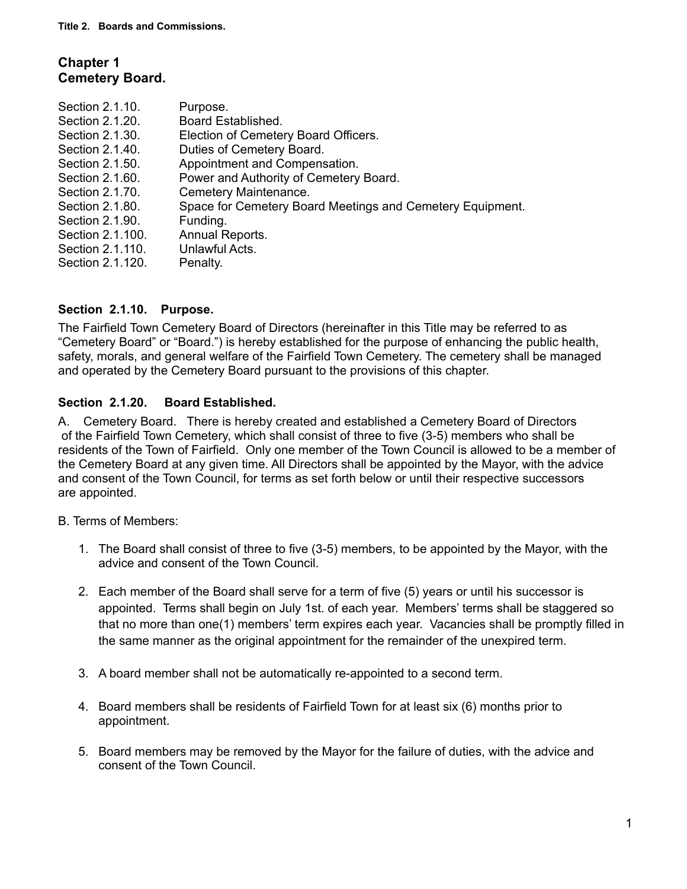Title 2. Boards and Commissions.

# Chapter 1
# Cemetery Board.

| | |
|---|---|
| Section 2.1.10. | Purpose. |
| Section 2.1.20. | Board Established. |
| Section 2.1.30. | Election of Cemetery Board Officers. |
| Section 2.1.40. | Duties of Cemetery Board. |
| Section 2.1.50. | Appointment and Compensation. |
| Section 2.1.60. | Power and Authority of Cemetery Board. |
| Section 2.1.70. | Cemetery Maintenance. |
| Section 2.1.80. | Space for Cemetery Board Meetings and Cemetery Equipment. |
| Section 2.1.90. | Funding. |
| Section 2.1.100. | Annual Reports. |
| Section 2.1.110. | Unlawful Acts. |
| Section 2.1.120. | Penalty. |

## Section 2.1.10. Purpose.

The Fairfield Town Cemetery Board of Directors (hereinafter in this Title may be referred to as "Cemetery Board" or "Board.") is hereby established for the purpose of enhancing the public health, safety, morals, and general welfare of the Fairfield Town Cemetery. The cemetery shall be managed and operated by the Cemetery Board pursuant to the provisions of this chapter.

## Section 2.1.20. Board Established.

A. Cemetery Board. There is hereby created and established a Cemetery Board of Directors of the Fairfield Town Cemetery, which shall consist of three to five (3-5) members who shall be residents of the Town of Fairfield. Only one member of the Town Council is allowed to be a member of the Cemetery Board at any given time. All Directors shall be appointed by the Mayor, with the advice and consent of the Town Council, for terms as set forth below or until their respective successors are appointed.

B. Terms of Members:

1. The Board shall consist of three to five (3-5) members, to be appointed by the Mayor, with the advice and consent of the Town Council.

2. Each member of the Board shall serve for a term of five (5) years or until his successor is appointed. Terms shall begin on July 1st. of each year. Members' terms shall be staggered so that no more than one(1) members' term expires each year. Vacancies shall be promptly filled in the same manner as the original appointment for the remainder of the unexpired term.

3. A board member shall not be automatically re-appointed to a second term.

4. Board members shall be residents of Fairfield Town for at least six (6) months prior to appointment.

5. Board members may be removed by the Mayor for the failure of duties, with the advice and consent of the Town Council.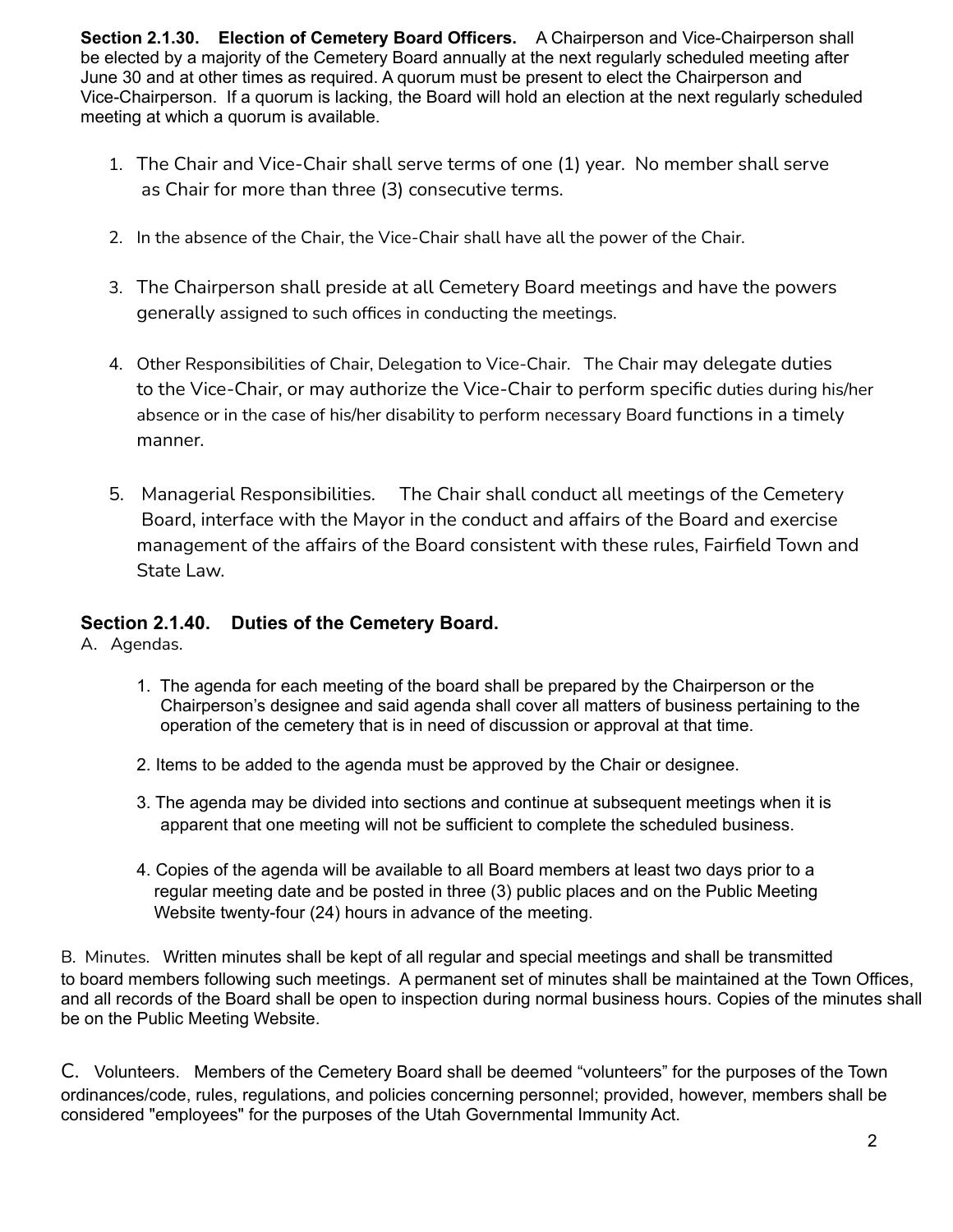**Section 2.1.30. Election of Cemetery Board Officers.** A Chairperson and Vice-Chairperson shall be elected by a majority of the Cemetery Board annually at the next regularly scheduled meeting after June 30 and at other times as required. A quorum must be present to elect the Chairperson and Vice-Chairperson. If a quorum is lacking, the Board will hold an election at the next regularly scheduled meeting at which a quorum is available.

1. The Chair and Vice-Chair shall serve terms of one (1) year. No member shall serve as Chair for more than three (3) consecutive terms.

2. In the absence of the Chair, the Vice-Chair shall have all the power of the Chair.

3. The Chairperson shall preside at all Cemetery Board meetings and have the powers generally assigned to such offices in conducting the meetings.

4. Other Responsibilities of Chair, Delegation to Vice-Chair. The Chair may delegate duties to the Vice-Chair, or may authorize the Vice-Chair to perform specific duties during his/her absence or in the case of his/her disability to perform necessary Board functions in a timely manner.

5. Managerial Responsibilities. The Chair shall conduct all meetings of the Cemetery Board, interface with the Mayor in the conduct and affairs of the Board and exercise management of the affairs of the Board consistent with these rules, Fairfield Town and State Law.

## Section 2.1.40. Duties of the Cemetery Board.

A. Agendas.

1. The agenda for each meeting of the board shall be prepared by the Chairperson or the Chairperson's designee and said agenda shall cover all matters of business pertaining to the operation of the cemetery that is in need of discussion or approval at that time.

2. Items to be added to the agenda must be approved by the Chair or designee.

3. The agenda may be divided into sections and continue at subsequent meetings when it is apparent that one meeting will not be sufficient to complete the scheduled business.

4. Copies of the agenda will be available to all Board members at least two days prior to a regular meeting date and be posted in three (3) public places and on the Public Meeting Website twenty-four (24) hours in advance of the meeting.

B. Minutes. Written minutes shall be kept of all regular and special meetings and shall be transmitted to board members following such meetings. A permanent set of minutes shall be maintained at the Town Offices, and all records of the Board shall be open to inspection during normal business hours. Copies of the minutes shall be on the Public Meeting Website.

C. Volunteers. Members of the Cemetery Board shall be deemed "volunteers" for the purposes of the Town ordinances/code, rules, regulations, and policies concerning personnel; provided, however, members shall be considered "employees" for the purposes of the Utah Governmental Immunity Act.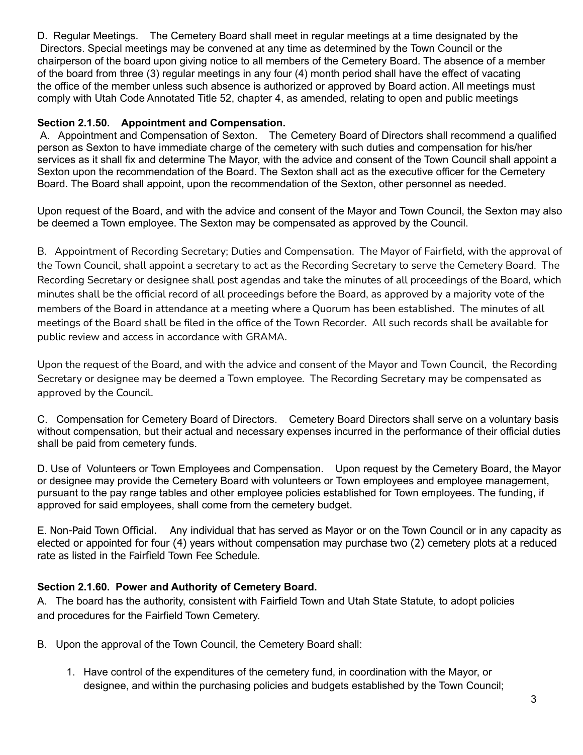D. Regular Meetings. The Cemetery Board shall meet in regular meetings at a time designated by the Directors. Special meetings may be convened at any time as determined by the Town Council or the chairperson of the board upon giving notice to all members of the Cemetery Board. The absence of a member of the board from three (3) regular meetings in any four (4) month period shall have the effect of vacating the office of the member unless such absence is authorized or approved by Board action. All meetings must comply with Utah Code Annotated Title 52, chapter 4, as amended, relating to open and public meetings

**Section 2.1.50. Appointment and Compensation.**

A. Appointment and Compensation of Sexton. The Cemetery Board of Directors shall recommend a qualified person as Sexton to have immediate charge of the cemetery with such duties and compensation for his/her services as it shall fix and determine The Mayor, with the advice and consent of the Town Council shall appoint a Sexton upon the recommendation of the Board. The Sexton shall act as the executive officer for the Cemetery Board. The Board shall appoint, upon the recommendation of the Sexton, other personnel as needed.

Upon request of the Board, and with the advice and consent of the Mayor and Town Council, the Sexton may also be deemed a Town employee. The Sexton may be compensated as approved by the Council.

B. Appointment of Recording Secretary; Duties and Compensation. The Mayor of Fairfield, with the approval of the Town Council, shall appoint a secretary to act as the Recording Secretary to serve the Cemetery Board. The Recording Secretary or designee shall post agendas and take the minutes of all proceedings of the Board, which minutes shall be the official record of all proceedings before the Board, as approved by a majority vote of the members of the Board in attendance at a meeting where a Quorum has been established. The minutes of all meetings of the Board shall be filed in the office of the Town Recorder. All such records shall be available for public review and access in accordance with GRAMA.

Upon the request of the Board, and with the advice and consent of the Mayor and Town Council, the Recording Secretary or designee may be deemed a Town employee. The Recording Secretary may be compensated as approved by the Council.

C. Compensation for Cemetery Board of Directors. Cemetery Board Directors shall serve on a voluntary basis without compensation, but their actual and necessary expenses incurred in the performance of their official duties shall be paid from cemetery funds.

D. Use of Volunteers or Town Employees and Compensation. Upon request by the Cemetery Board, the Mayor or designee may provide the Cemetery Board with volunteers or Town employees and employee management, pursuant to the pay range tables and other employee policies established for Town employees. The funding, if approved for said employees, shall come from the cemetery budget.

E. Non-Paid Town Official. Any individual that has served as Mayor or on the Town Council or in any capacity as elected or appointed for four (4) years without compensation may purchase two (2) cemetery plots at a reduced rate as listed in the Fairfield Town Fee Schedule.

**Section 2.1.60. Power and Authority of Cemetery Board.**

A. The board has the authority, consistent with Fairfield Town and Utah State Statute, to adopt policies and procedures for the Fairfield Town Cemetery.

B. Upon the approval of the Town Council, the Cemetery Board shall:

1. Have control of the expenditures of the cemetery fund, in coordination with the Mayor, or designee, and within the purchasing policies and budgets established by the Town Council;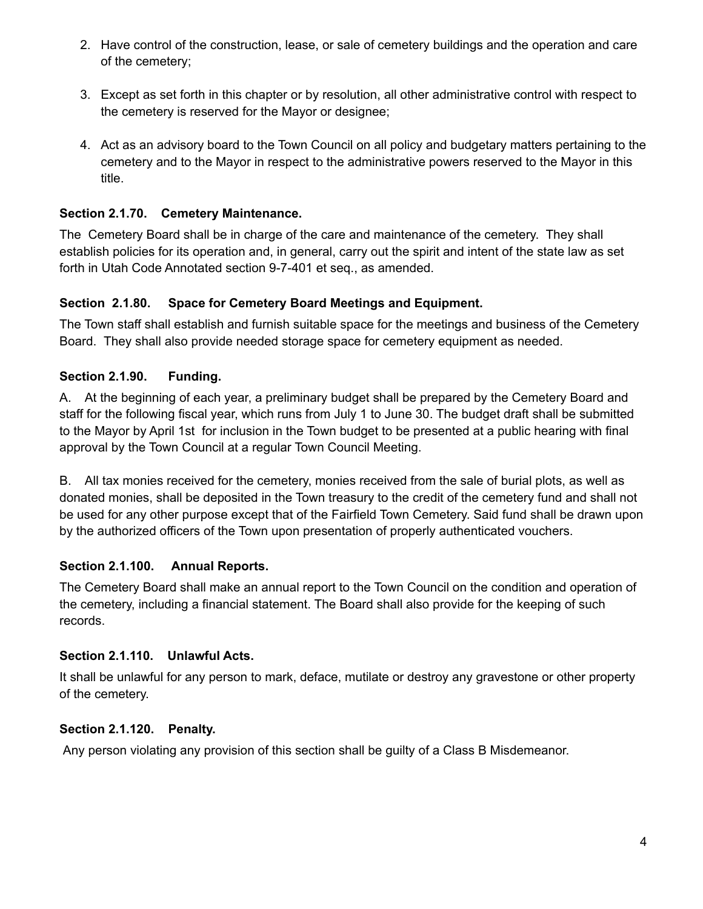2. Have control of the construction, lease, or sale of cemetery buildings and the operation and care of the cemetery;

3. Except as set forth in this chapter or by resolution, all other administrative control with respect to the cemetery is reserved for the Mayor or designee;

4. Act as an advisory board to the Town Council on all policy and budgetary matters pertaining to the cemetery and to the Mayor in respect to the administrative powers reserved to the Mayor in this title.

**Section 2.1.70. Cemetery Maintenance.**

The Cemetery Board shall be in charge of the care and maintenance of the cemetery. They shall establish policies for its operation and, in general, carry out the spirit and intent of the state law as set forth in Utah Code Annotated section 9-7-401 et seq., as amended.

**Section 2.1.80. Space for Cemetery Board Meetings and Equipment.**

The Town staff shall establish and furnish suitable space for the meetings and business of the Cemetery Board. They shall also provide needed storage space for cemetery equipment as needed.

**Section 2.1.90. Funding.**

A. At the beginning of each year, a preliminary budget shall be prepared by the Cemetery Board and staff for the following fiscal year, which runs from July 1 to June 30. The budget draft shall be submitted to the Mayor by April 1st for inclusion in the Town budget to be presented at a public hearing with final approval by the Town Council at a regular Town Council Meeting.

B. All tax monies received for the cemetery, monies received from the sale of burial plots, as well as donated monies, shall be deposited in the Town treasury to the credit of the cemetery fund and shall not be used for any other purpose except that of the Fairfield Town Cemetery. Said fund shall be drawn upon by the authorized officers of the Town upon presentation of properly authenticated vouchers.

**Section 2.1.100. Annual Reports.**

The Cemetery Board shall make an annual report to the Town Council on the condition and operation of the cemetery, including a financial statement. The Board shall also provide for the keeping of such records.

**Section 2.1.110. Unlawful Acts.**

It shall be unlawful for any person to mark, deface, mutilate or destroy any gravestone or other property of the cemetery.

**Section 2.1.120. Penalty.**

Any person violating any provision of this section shall be guilty of a Class B Misdemeanor.